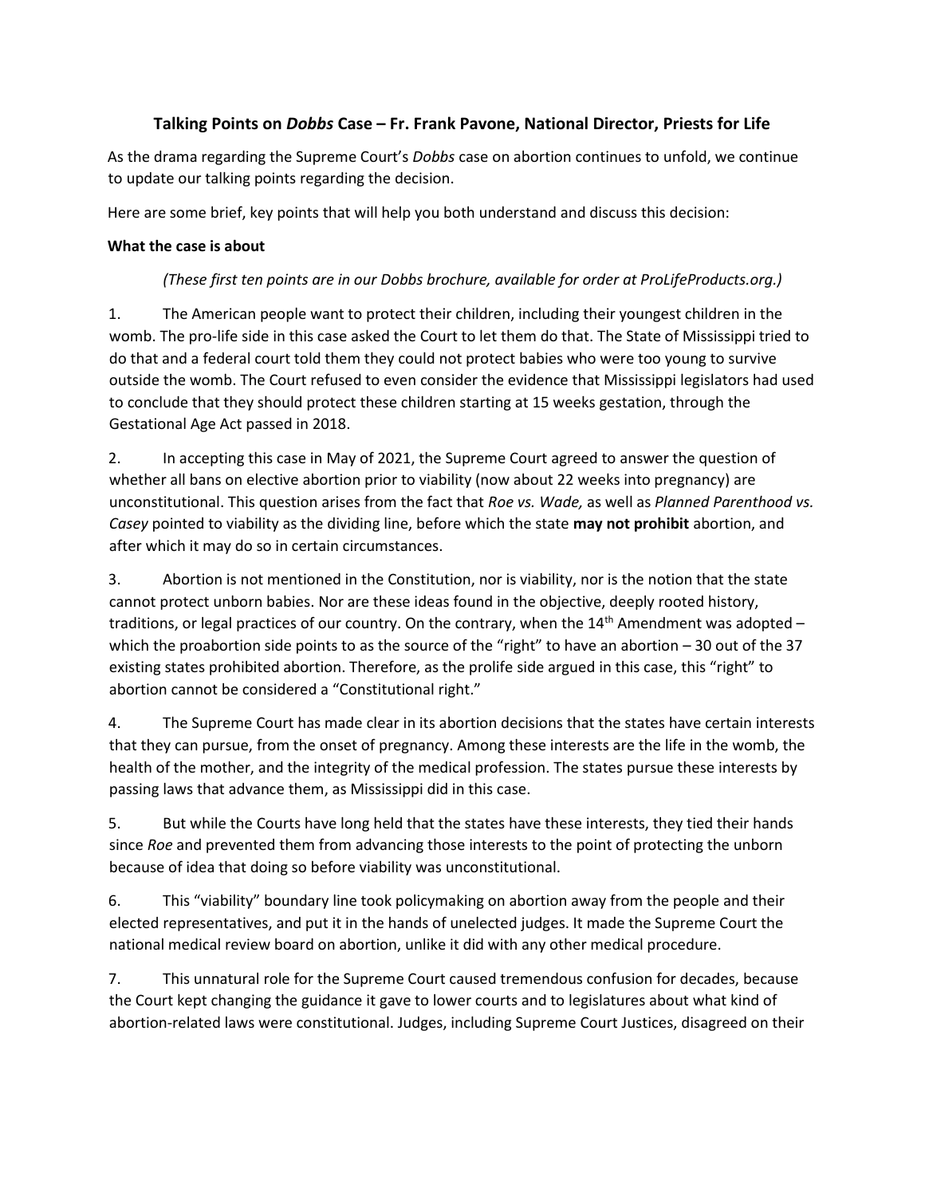# Talking Points on *Dobbs* Case – Fr. Frank Pavone, National Director, Priests for Life

As the drama regarding the Supreme Court's *Dobbs* case on abortion continues to unfold, we continue to update our talking points regarding the decision.

Here are some brief, key points that will help you both understand and discuss this decision:

**What the case is about**

*(These first ten points are in our Dobbs brochure, available for order at ProLifeProducts.org.)*

1. The American people want to protect their children, including their youngest children in the womb. The pro-life side in this case asked the Court to let them do that. The State of Mississippi tried to do that and a federal court told them they could not protect babies who were too young to survive outside the womb. The Court refused to even consider the evidence that Mississippi legislators had used to conclude that they should protect these children starting at 15 weeks gestation, through the Gestational Age Act passed in 2018.

2. In accepting this case in May of 2021, the Supreme Court agreed to answer the question of whether all bans on elective abortion prior to viability (now about 22 weeks into pregnancy) are unconstitutional. This question arises from the fact that *Roe vs. Wade,* as well as *Planned Parenthood vs. Casey* pointed to viability as the dividing line, before which the state **may not prohibit** abortion, and after which it may do so in certain circumstances.

3. Abortion is not mentioned in the Constitution, nor is viability, nor is the notion that the state cannot protect unborn babies. Nor are these ideas found in the objective, deeply rooted history, traditions, or legal practices of our country. On the contrary, when the 14th Amendment was adopted – which the proabortion side points to as the source of the "right" to have an abortion – 30 out of the 37 existing states prohibited abortion. Therefore, as the prolife side argued in this case, this "right" to abortion cannot be considered a "Constitutional right."

4. The Supreme Court has made clear in its abortion decisions that the states have certain interests that they can pursue, from the onset of pregnancy. Among these interests are the life in the womb, the health of the mother, and the integrity of the medical profession. The states pursue these interests by passing laws that advance them, as Mississippi did in this case.

5. But while the Courts have long held that the states have these interests, they tied their hands since *Roe* and prevented them from advancing those interests to the point of protecting the unborn because of idea that doing so before viability was unconstitutional.

6. This "viability" boundary line took policymaking on abortion away from the people and their elected representatives, and put it in the hands of unelected judges. It made the Supreme Court the national medical review board on abortion, unlike it did with any other medical procedure.

7. This unnatural role for the Supreme Court caused tremendous confusion for decades, because the Court kept changing the guidance it gave to lower courts and to legislatures about what kind of abortion-related laws were constitutional. Judges, including Supreme Court Justices, disagreed on their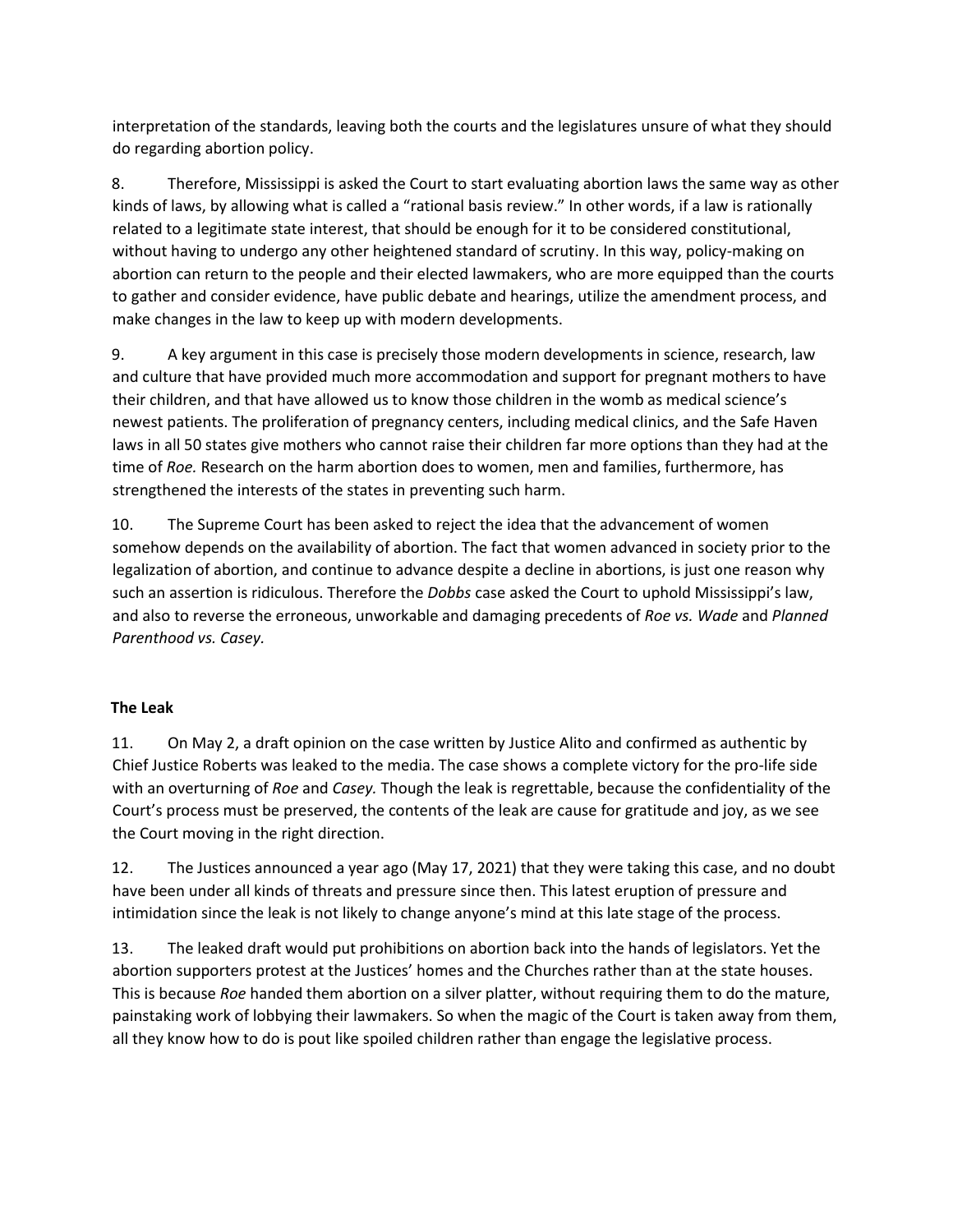interpretation of the standards, leaving both the courts and the legislatures unsure of what they should do regarding abortion policy.

8. Therefore, Mississippi is asked the Court to start evaluating abortion laws the same way as other kinds of laws, by allowing what is called a "rational basis review." In other words, if a law is rationally related to a legitimate state interest, that should be enough for it to be considered constitutional, without having to undergo any other heightened standard of scrutiny. In this way, policy-making on abortion can return to the people and their elected lawmakers, who are more equipped than the courts to gather and consider evidence, have public debate and hearings, utilize the amendment process, and make changes in the law to keep up with modern developments.

9. A key argument in this case is precisely those modern developments in science, research, law and culture that have provided much more accommodation and support for pregnant mothers to have their children, and that have allowed us to know those children in the womb as medical science's newest patients. The proliferation of pregnancy centers, including medical clinics, and the Safe Haven laws in all 50 states give mothers who cannot raise their children far more options than they had at the time of *Roe.* Research on the harm abortion does to women, men and families, furthermore, has strengthened the interests of the states in preventing such harm.

10. The Supreme Court has been asked to reject the idea that the advancement of women somehow depends on the availability of abortion. The fact that women advanced in society prior to the legalization of abortion, and continue to advance despite a decline in abortions, is just one reason why such an assertion is ridiculous. Therefore the *Dobbs* case asked the Court to uphold Mississippi's law, and also to reverse the erroneous, unworkable and damaging precedents of *Roe vs. Wade* and *Planned Parenthood vs. Casey.*

**The Leak**

11. On May 2, a draft opinion on the case written by Justice Alito and confirmed as authentic by Chief Justice Roberts was leaked to the media. The case shows a complete victory for the pro-life side with an overturning of *Roe* and *Casey.* Though the leak is regrettable, because the confidentiality of the Court's process must be preserved, the contents of the leak are cause for gratitude and joy, as we see the Court moving in the right direction.

12. The Justices announced a year ago (May 17, 2021) that they were taking this case, and no doubt have been under all kinds of threats and pressure since then. This latest eruption of pressure and intimidation since the leak is not likely to change anyone's mind at this late stage of the process.

13. The leaked draft would put prohibitions on abortion back into the hands of legislators. Yet the abortion supporters protest at the Justices' homes and the Churches rather than at the state houses. This is because *Roe* handed them abortion on a silver platter, without requiring them to do the mature, painstaking work of lobbying their lawmakers. So when the magic of the Court is taken away from them, all they know how to do is pout like spoiled children rather than engage the legislative process.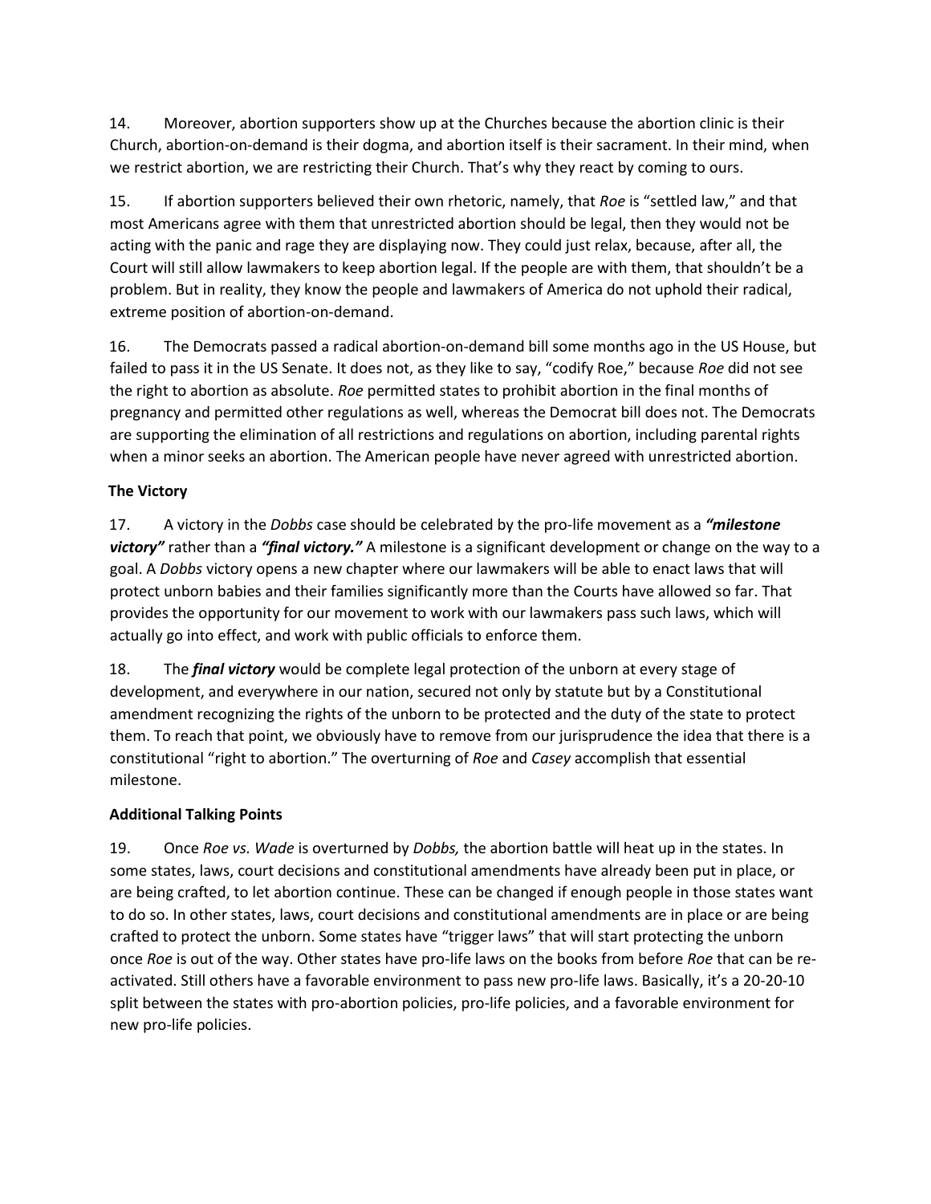14. Moreover, abortion supporters show up at the Churches because the abortion clinic is their Church, abortion-on-demand is their dogma, and abortion itself is their sacrament. In their mind, when we restrict abortion, we are restricting their Church. That's why they react by coming to ours.

15. If abortion supporters believed their own rhetoric, namely, that *Roe* is "settled law," and that most Americans agree with them that unrestricted abortion should be legal, then they would not be acting with the panic and rage they are displaying now. They could just relax, because, after all, the Court will still allow lawmakers to keep abortion legal. If the people are with them, that shouldn't be a problem. But in reality, they know the people and lawmakers of America do not uphold their radical, extreme position of abortion-on-demand.

16. The Democrats passed a radical abortion-on-demand bill some months ago in the US House, but failed to pass it in the US Senate. It does not, as they like to say, "codify Roe," because *Roe* did not see the right to abortion as absolute. *Roe* permitted states to prohibit abortion in the final months of pregnancy and permitted other regulations as well, whereas the Democrat bill does not. The Democrats are supporting the elimination of all restrictions and regulations on abortion, including parental rights when a minor seeks an abortion. The American people have never agreed with unrestricted abortion.

**The Victory**

17. A victory in the *Dobbs* case should be celebrated by the pro-life movement as a ***"milestone victory"*** rather than a ***"final victory."*** A milestone is a significant development or change on the way to a goal. A *Dobbs* victory opens a new chapter where our lawmakers will be able to enact laws that will protect unborn babies and their families significantly more than the Courts have allowed so far. That provides the opportunity for our movement to work with our lawmakers pass such laws, which will actually go into effect, and work with public officials to enforce them.

18. The ***final victory*** would be complete legal protection of the unborn at every stage of development, and everywhere in our nation, secured not only by statute but by a Constitutional amendment recognizing the rights of the unborn to be protected and the duty of the state to protect them. To reach that point, we obviously have to remove from our jurisprudence the idea that there is a constitutional "right to abortion." The overturning of *Roe* and *Casey* accomplish that essential milestone.

**Additional Talking Points**

19. Once *Roe vs. Wade* is overturned by *Dobbs,* the abortion battle will heat up in the states. In some states, laws, court decisions and constitutional amendments have already been put in place, or are being crafted, to let abortion continue. These can be changed if enough people in those states want to do so. In other states, laws, court decisions and constitutional amendments are in place or are being crafted to protect the unborn. Some states have "trigger laws" that will start protecting the unborn once *Roe* is out of the way. Other states have pro-life laws on the books from before *Roe* that can be re-activated. Still others have a favorable environment to pass new pro-life laws. Basically, it's a 20-20-10 split between the states with pro-abortion policies, pro-life policies, and a favorable environment for new pro-life policies.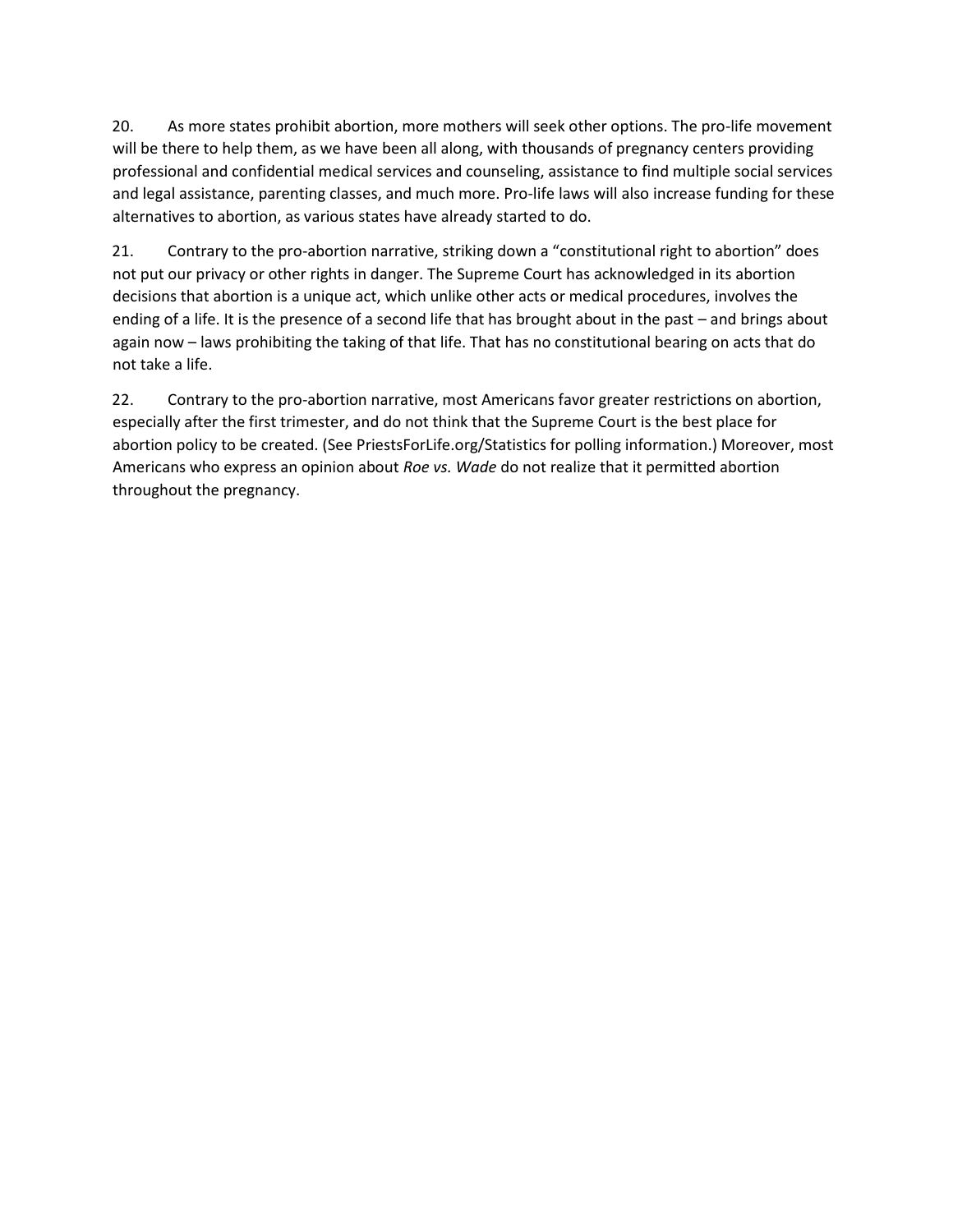20. As more states prohibit abortion, more mothers will seek other options. The pro-life movement will be there to help them, as we have been all along, with thousands of pregnancy centers providing professional and confidential medical services and counseling, assistance to find multiple social services and legal assistance, parenting classes, and much more. Pro-life laws will also increase funding for these alternatives to abortion, as various states have already started to do.

21. Contrary to the pro-abortion narrative, striking down a "constitutional right to abortion" does not put our privacy or other rights in danger. The Supreme Court has acknowledged in its abortion decisions that abortion is a unique act, which unlike other acts or medical procedures, involves the ending of a life. It is the presence of a second life that has brought about in the past – and brings about again now – laws prohibiting the taking of that life. That has no constitutional bearing on acts that do not take a life.

22. Contrary to the pro-abortion narrative, most Americans favor greater restrictions on abortion, especially after the first trimester, and do not think that the Supreme Court is the best place for abortion policy to be created. (See PriestsForLife.org/Statistics for polling information.) Moreover, most Americans who express an opinion about *Roe vs. Wade* do not realize that it permitted abortion throughout the pregnancy.